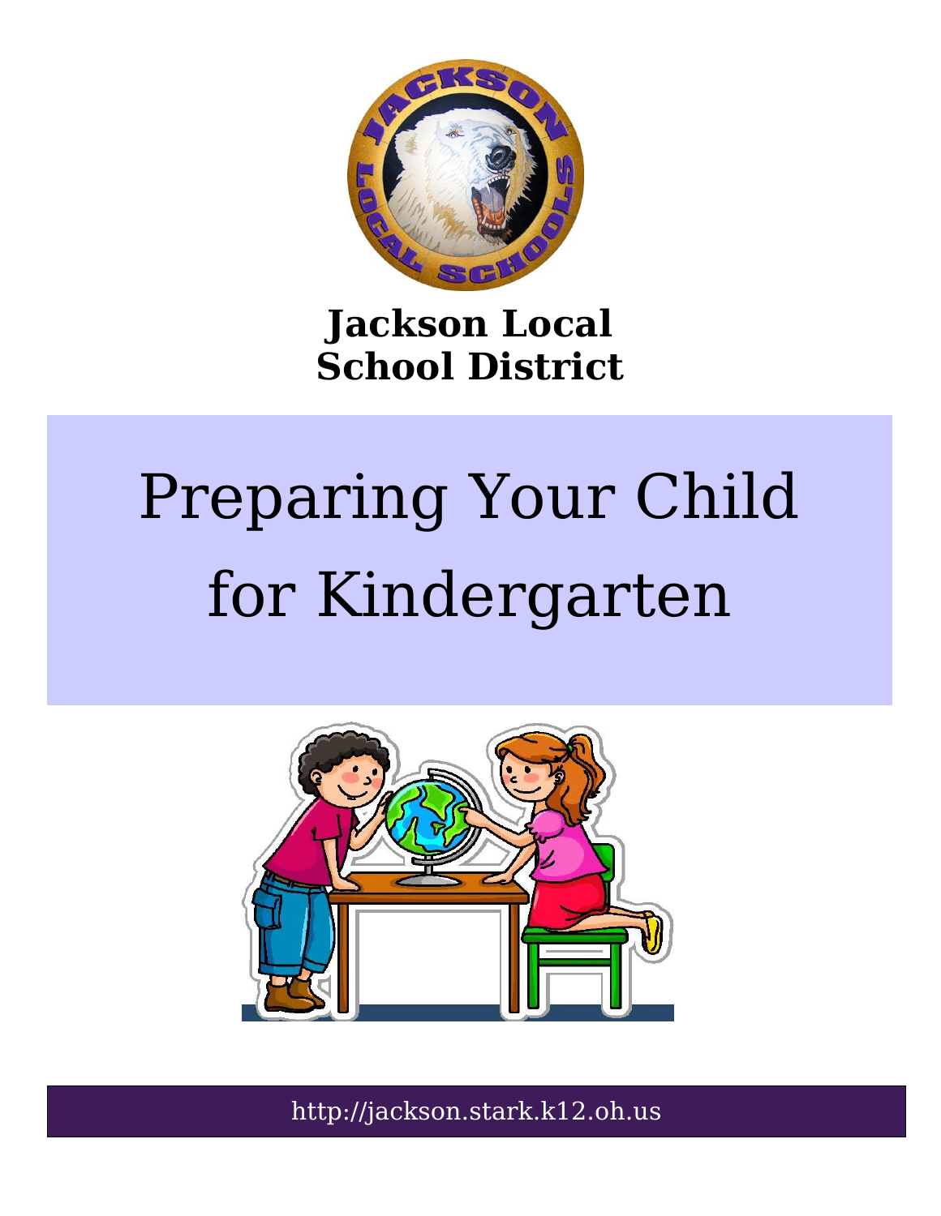**Jackson Local School District**

# Preparing Your Child for Kindergarten

http://jackson.stark.k12.oh.us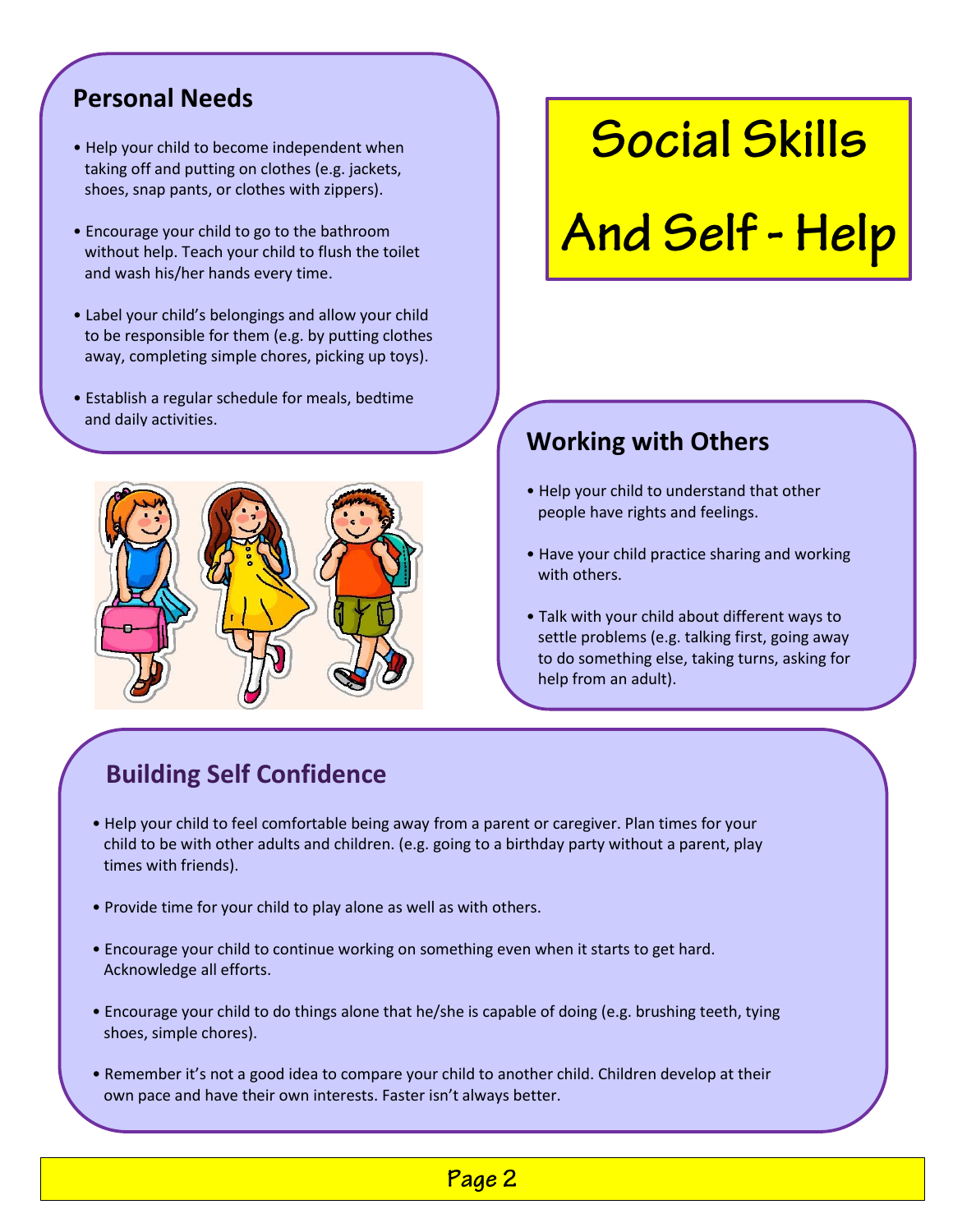# Social Skills And Self - Help

## Personal Needs

- Help your child to become independent when taking off and putting on clothes (e.g. jackets, shoes, snap pants, or clothes with zippers).
- Encourage your child to go to the bathroom without help. Teach your child to flush the toilet and wash his/her hands every time.
- Label your child's belongings and allow your child to be responsible for them (e.g. by putting clothes away, completing simple chores, picking up toys).
- Establish a regular schedule for meals, bedtime and daily activities.

## Working with Others

- Help your child to understand that other people have rights and feelings.
- Have your child practice sharing and working with others.
- Talk with your child about different ways to settle problems (e.g. talking first, going away to do something else, taking turns, asking for help from an adult).

## Building Self Confidence

- Help your child to feel comfortable being away from a parent or caregiver. Plan times for your child to be with other adults and children. (e.g. going to a birthday party without a parent, play times with friends).
- Provide time for your child to play alone as well as with others.
- Encourage your child to continue working on something even when it starts to get hard. Acknowledge all efforts.
- Encourage your child to do things alone that he/she is capable of doing (e.g. brushing teeth, tying shoes, simple chores).
- Remember it's not a good idea to compare your child to another child. Children develop at their own pace and have their own interests. Faster isn't always better.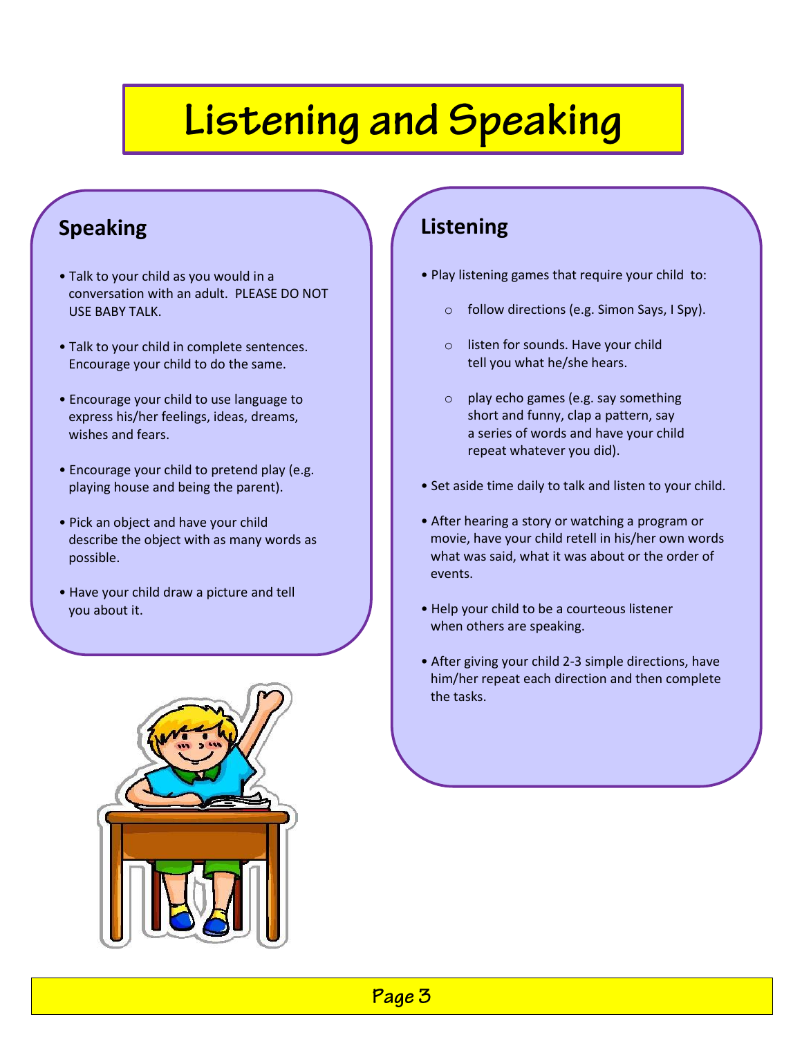# Listening and Speaking

## Speaking

- Talk to your child as you would in a conversation with an adult. PLEASE DO NOT USE BABY TALK.
- Talk to your child in complete sentences. Encourage your child to do the same.
- Encourage your child to use language to express his/her feelings, ideas, dreams, wishes and fears.
- Encourage your child to pretend play (e.g. playing house and being the parent).
- Pick an object and have your child describe the object with as many words as possible.
- Have your child draw a picture and tell you about it.

## Listening

- Play listening games that require your child to:
  - follow directions (e.g. Simon Says, I Spy).
  - listen for sounds. Have your child tell you what he/she hears.
  - play echo games (e.g. say something short and funny, clap a pattern, say a series of words and have your child repeat whatever you did).
- Set aside time daily to talk and listen to your child.
- After hearing a story or watching a program or movie, have your child retell in his/her own words what was said, what it was about or the order of events.
- Help your child to be a courteous listener when others are speaking.
- After giving your child 2-3 simple directions, have him/her repeat each direction and then complete the tasks.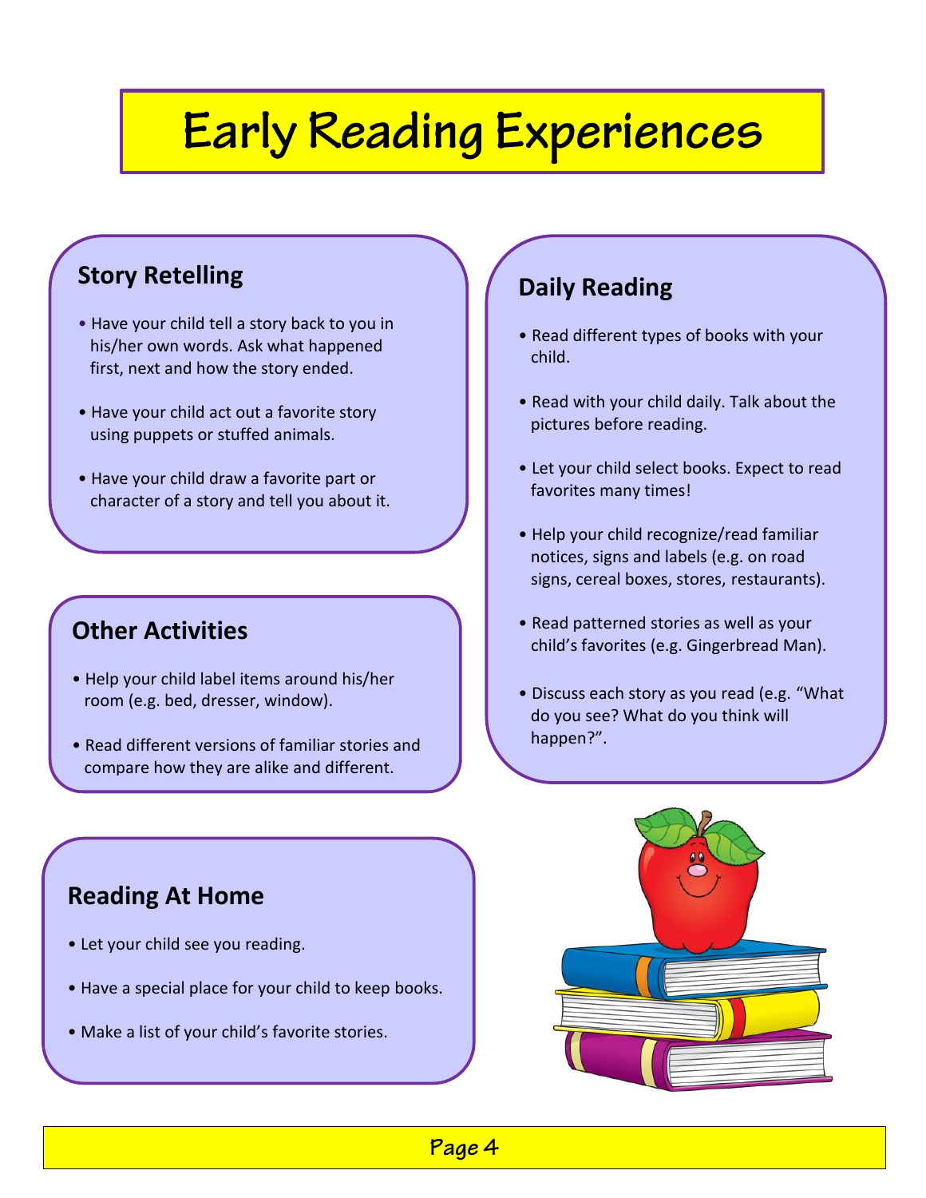# Early Reading Experiences

## Story Retelling

- Have your child tell a story back to you in his/her own words. Ask what happened first, next and how the story ended.
- Have your child act out a favorite story using puppets or stuffed animals.
- Have your child draw a favorite part or character of a story and tell you about it.

## Other Activities

- Help your child label items around his/her room (e.g. bed, dresser, window).
- Read different versions of familiar stories and compare how they are alike and different.

## Reading At Home

- Let your child see you reading.
- Have a special place for your child to keep books.
- Make a list of your child's favorite stories.

## Daily Reading

- Read different types of books with your child.
- Read with your child daily. Talk about the pictures before reading.
- Let your child select books. Expect to read favorites many times!
- Help your child recognize/read familiar notices, signs and labels (e.g. on road signs, cereal boxes, stores, restaurants).
- Read patterned stories as well as your child's favorites (e.g. Gingerbread Man).
- Discuss each story as you read (e.g. "What do you see? What do you think will happen?".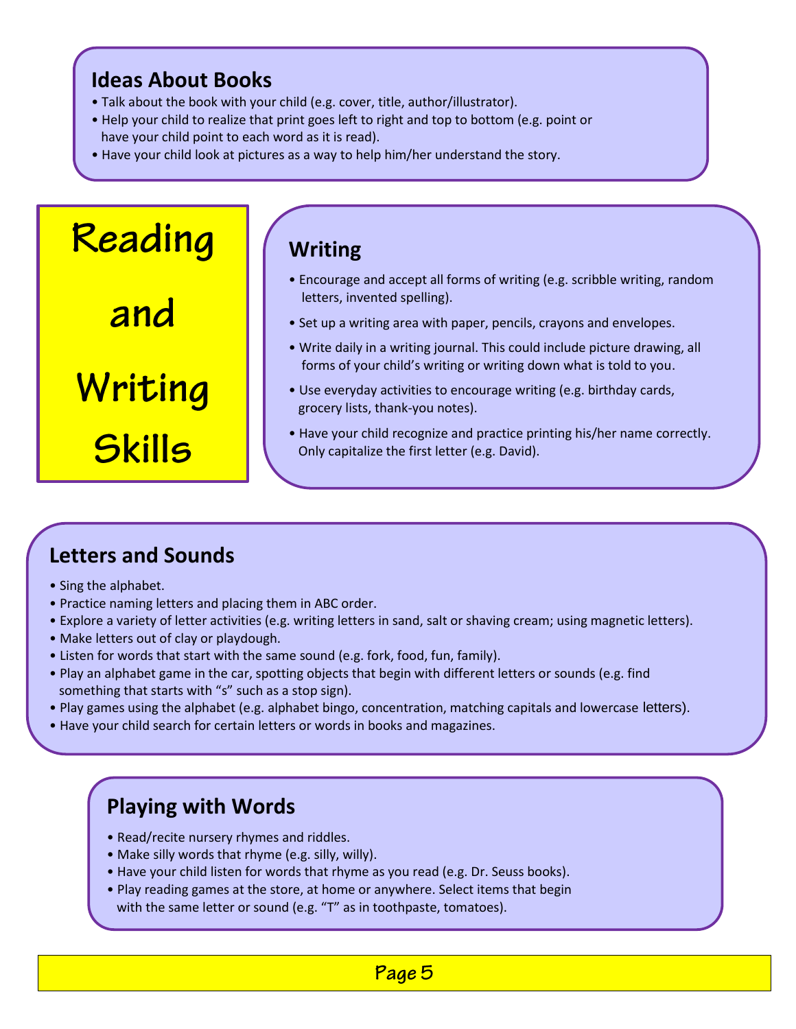## Ideas About Books

- Talk about the book with your child (e.g. cover, title, author/illustrator).
- Help your child to realize that print goes left to right and top to bottom (e.g. point or have your child point to each word as it is read).
- Have your child look at pictures as a way to help him/her understand the story.

# Reading and Writing Skills

## Writing

- Encourage and accept all forms of writing (e.g. scribble writing, random letters, invented spelling).
- Set up a writing area with paper, pencils, crayons and envelopes.
- Write daily in a writing journal. This could include picture drawing, all forms of your child's writing or writing down what is told to you.
- Use everyday activities to encourage writing (e.g. birthday cards, grocery lists, thank-you notes).
- Have your child recognize and practice printing his/her name correctly. Only capitalize the first letter (e.g. David).

## Letters and Sounds

- Sing the alphabet.
- Practice naming letters and placing them in ABC order.
- Explore a variety of letter activities (e.g. writing letters in sand, salt or shaving cream; using magnetic letters).
- Make letters out of clay or playdough.
- Listen for words that start with the same sound (e.g. fork, food, fun, family).
- Play an alphabet game in the car, spotting objects that begin with different letters or sounds (e.g. find something that starts with "s" such as a stop sign).
- Play games using the alphabet (e.g. alphabet bingo, concentration, matching capitals and lowercase letters).
- Have your child search for certain letters or words in books and magazines.

## Playing with Words

- Read/recite nursery rhymes and riddles.
- Make silly words that rhyme (e.g. silly, willy).
- Have your child listen for words that rhyme as you read (e.g. Dr. Seuss books).
- Play reading games at the store, at home or anywhere. Select items that begin with the same letter or sound (e.g. "T" as in toothpaste, tomatoes).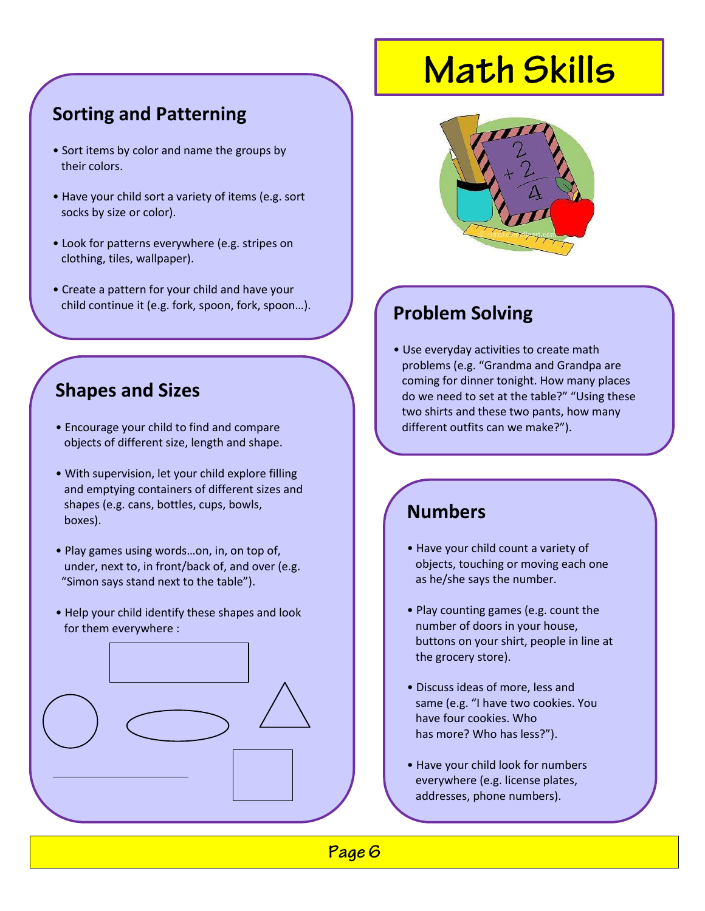# Math Skills

## Sorting and Patterning

- Sort items by color and name the groups by their colors.
- Have your child sort a variety of items (e.g. sort socks by size or color).
- Look for patterns everywhere (e.g. stripes on clothing, tiles, wallpaper).
- Create a pattern for your child and have your child continue it (e.g. fork, spoon, fork, spoon…).

## Shapes and Sizes

- Encourage your child to find and compare objects of different size, length and shape.
- With supervision, let your child explore filling and emptying containers of different sizes and shapes (e.g. cans, bottles, cups, bowls, boxes).
- Play games using words…on, in, on top of, under, next to, in front/back of, and over (e.g. "Simon says stand next to the table").
- Help your child identify these shapes and look for them everywhere :

## Problem Solving

- Use everyday activities to create math problems (e.g. "Grandma and Grandpa are coming for dinner tonight. How many places do we need to set at the table?" "Using these two shirts and these two pants, how many different outfits can we make?").

## Numbers

- Have your child count a variety of objects, touching or moving each one as he/she says the number.
- Play counting games (e.g. count the number of doors in your house, buttons on your shirt, people in line at the grocery store).
- Discuss ideas of more, less and same (e.g. "I have two cookies. You have four cookies. Who has more? Who has less?").
- Have your child look for numbers everywhere (e.g. license plates, addresses, phone numbers).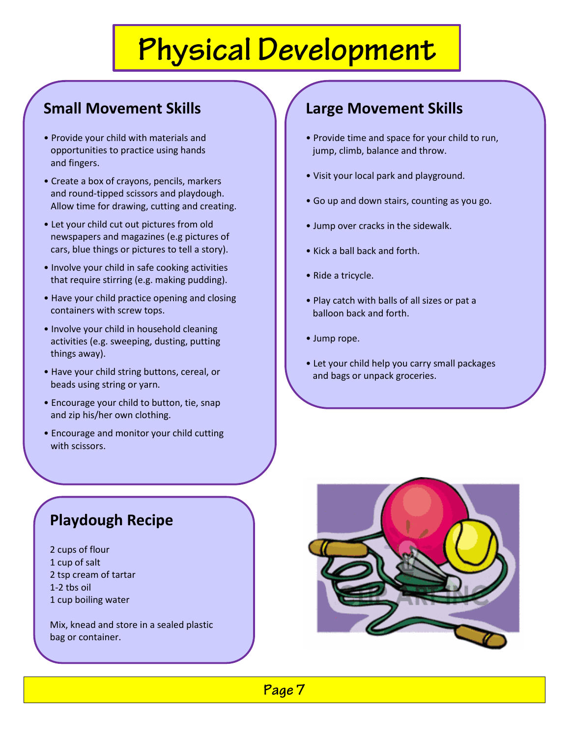# Physical Development

## Small Movement Skills

- Provide your child with materials and opportunities to practice using hands and fingers.
- Create a box of crayons, pencils, markers and round-tipped scissors and playdough. Allow time for drawing, cutting and creating.
- Let your child cut out pictures from old newspapers and magazines (e.g pictures of cars, blue things or pictures to tell a story).
- Involve your child in safe cooking activities that require stirring (e.g. making pudding).
- Have your child practice opening and closing containers with screw tops.
- Involve your child in household cleaning activities (e.g. sweeping, dusting, putting things away).
- Have your child string buttons, cereal, or beads using string or yarn.
- Encourage your child to button, tie, snap and zip his/her own clothing.
- Encourage and monitor your child cutting with scissors.

## Large Movement Skills

- Provide time and space for your child to run, jump, climb, balance and throw.
- Visit your local park and playground.
- Go up and down stairs, counting as you go.
- Jump over cracks in the sidewalk.
- Kick a ball back and forth.
- Ride a tricycle.
- Play catch with balls of all sizes or pat a balloon back and forth.
- Jump rope.
- Let your child help you carry small packages and bags or unpack groceries.

## Playdough Recipe

2 cups of flour
1 cup of salt
2 tsp cream of tartar
1-2 tbs oil
1 cup boiling water

Mix, knead and store in a sealed plastic bag or container.